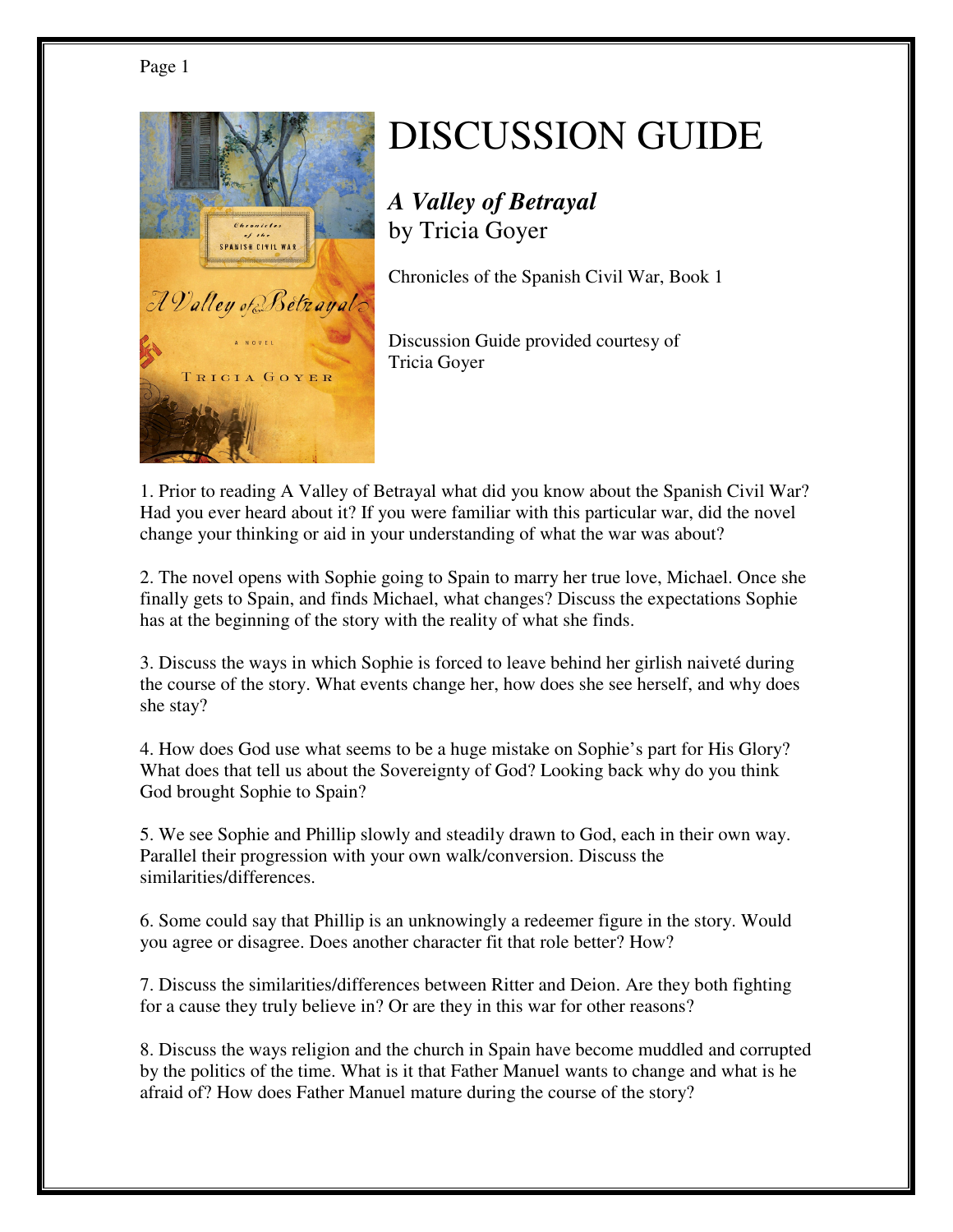# DISCUSSION GUIDE

***A Valley of Betrayal***
by Tricia Goyer

Chronicles of the Spanish Civil War, Book 1

Discussion Guide provided courtesy of Tricia Goyer

1. Prior to reading A Valley of Betrayal what did you know about the Spanish Civil War? Had you ever heard about it? If you were familiar with this particular war, did the novel change your thinking or aid in your understanding of what the war was about?

2. The novel opens with Sophie going to Spain to marry her true love, Michael. Once she finally gets to Spain, and finds Michael, what changes? Discuss the expectations Sophie has at the beginning of the story with the reality of what she finds.

3. Discuss the ways in which Sophie is forced to leave behind her girlish naiveté during the course of the story. What events change her, how does she see herself, and why does she stay?

4. How does God use what seems to be a huge mistake on Sophie's part for His Glory? What does that tell us about the Sovereignty of God? Looking back why do you think God brought Sophie to Spain?

5. We see Sophie and Phillip slowly and steadily drawn to God, each in their own way. Parallel their progression with your own walk/conversion. Discuss the similarities/differences.

6. Some could say that Phillip is an unknowingly a redeemer figure in the story. Would you agree or disagree. Does another character fit that role better? How?

7. Discuss the similarities/differences between Ritter and Deion. Are they both fighting for a cause they truly believe in? Or are they in this war for other reasons?

8. Discuss the ways religion and the church in Spain have become muddled and corrupted by the politics of the time. What is it that Father Manuel wants to change and what is he afraid of? How does Father Manuel mature during the course of the story?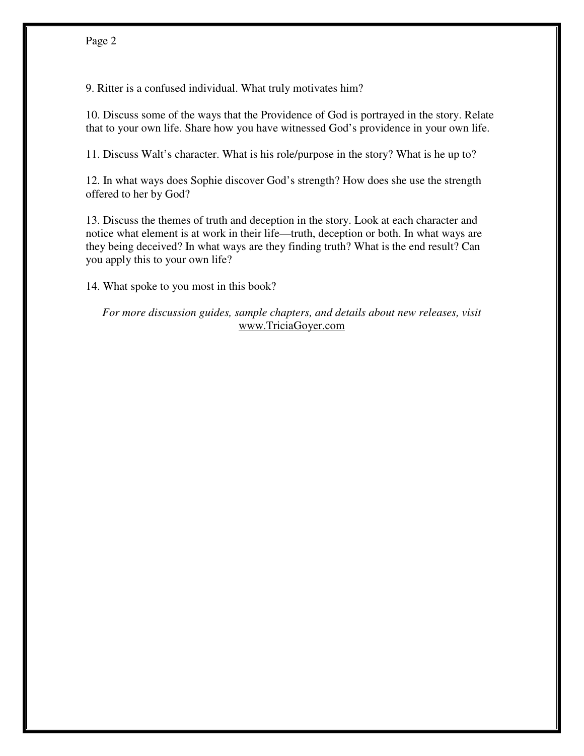9. Ritter is a confused individual. What truly motivates him?

10. Discuss some of the ways that the Providence of God is portrayed in the story. Relate that to your own life. Share how you have witnessed God's providence in your own life.

11. Discuss Walt's character. What is his role/purpose in the story? What is he up to?

12. In what ways does Sophie discover God's strength? How does she use the strength offered to her by God?

13. Discuss the themes of truth and deception in the story. Look at each character and notice what element is at work in their life—truth, deception or both. In what ways are they being deceived? In what ways are they finding truth? What is the end result? Can you apply this to your own life?

14. What spoke to you most in this book?

*For more discussion guides, sample chapters, and details about new releases, visit* www.TriciaGoyer.com